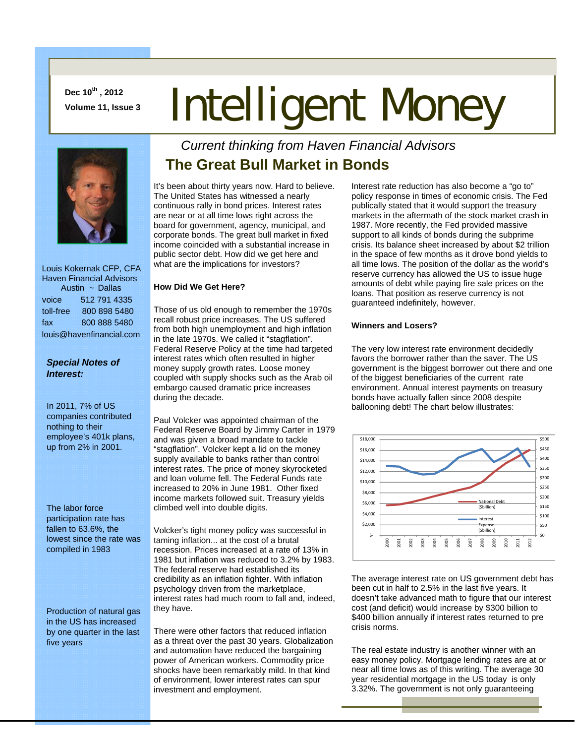Dec 10th, 2012
Volume 11, Issue 3

# Intelligent Money

Louis Kokernak CFP, CFA
Haven Financial Advisors
Austin ~ Dallas

voice 512 791 4335
toll-free 800 898 5480
fax 800 888 5480
louis@havenfinancial.com

***Special Notes of Interest:***

In 2011, 7% of US companies contributed nothing to their employee's 401k plans, up from 2% in 2001.

The labor force participation rate has fallen to 63.6%, the lowest since the rate was compiled in 1983

Production of natural gas in the US has increased by one quarter in the last five years

*Current thinking from Haven Financial Advisors*

## The Great Bull Market in Bonds

It's been about thirty years now. Hard to believe. The United States has witnessed a nearly continuous rally in bond prices. Interest rates are near or at all time lows right across the board for government, agency, municipal, and corporate bonds. The great bull market in fixed income coincided with a substantial increase in public sector debt. How did we get here and what are the implications for investors?

**How Did We Get Here?**

Those of us old enough to remember the 1970s recall robust price increases. The US suffered from both high unemployment and high inflation in the late 1970s. We called it "stagflation". Federal Reserve Policy at the time had targeted interest rates which often resulted in higher money supply growth rates. Loose money coupled with supply shocks such as the Arab oil embargo caused dramatic price increases during the decade.

Paul Volcker was appointed chairman of the Federal Reserve Board by Jimmy Carter in 1979 and was given a broad mandate to tackle "stagflation". Volcker kept a lid on the money supply available to banks rather than control interest rates. The price of money skyrocketed and loan volume fell. The Federal Funds rate increased to 20% in June 1981. Other fixed income markets followed suit. Treasury yields climbed well into double digits.

Volcker's tight money policy was successful in taming inflation... at the cost of a brutal recession. Prices increased at a rate of 13% in 1981 but inflation was reduced to 3.2% by 1983. The federal reserve had established its credibility as an inflation fighter. With inflation psychology driven from the marketplace, interest rates had much room to fall and, indeed, they have.

There were other factors that reduced inflation as a threat over the past 30 years. Globalization and automation have reduced the bargaining power of American workers. Commodity price shocks have been remarkably mild. In that kind of environment, lower interest rates can spur investment and employment.

Interest rate reduction has also become a "go to" policy response in times of economic crisis. The Fed publically stated that it would support the treasury markets in the aftermath of the stock market crash in 1987. More recently, the Fed provided massive support to all kinds of bonds during the subprime crisis. Its balance sheet increased by about $2 trillion in the space of few months as it drove bond yields to all time lows. The position of the dollar as the world's reserve currency has allowed the US to issue huge amounts of debt while paying fire sale prices on the loans. That position as reserve currency is not guaranteed indefinitely, however.

**Winners and Losers?**

The very low interest rate environment decidedly favors the borrower rather than the saver. The US government is the biggest borrower out there and one of the biggest beneficiaries of the current rate environment. Annual interest payments on treasury bonds have actually fallen since 2008 despite ballooning debt! The chart below illustrates:

[Chart: National Debt ($billion), left axis $- to $18,000, and Interest Expense ($billion), right axis $0 to $500, years 2000–2012]

The average interest rate on US government debt has been cut in half to 2.5% in the last five years. It doesn't take advanced math to figure that our interest cost (and deficit) would increase by $300 billion to $400 billion annually if interest rates returned to pre crisis norms.

The real estate industry is another winner with an easy money policy. Mortgage lending rates are at or near all time lows as of this writing. The average 30 year residential mortgage in the US today is only 3.32%. The government is not only guaranteeing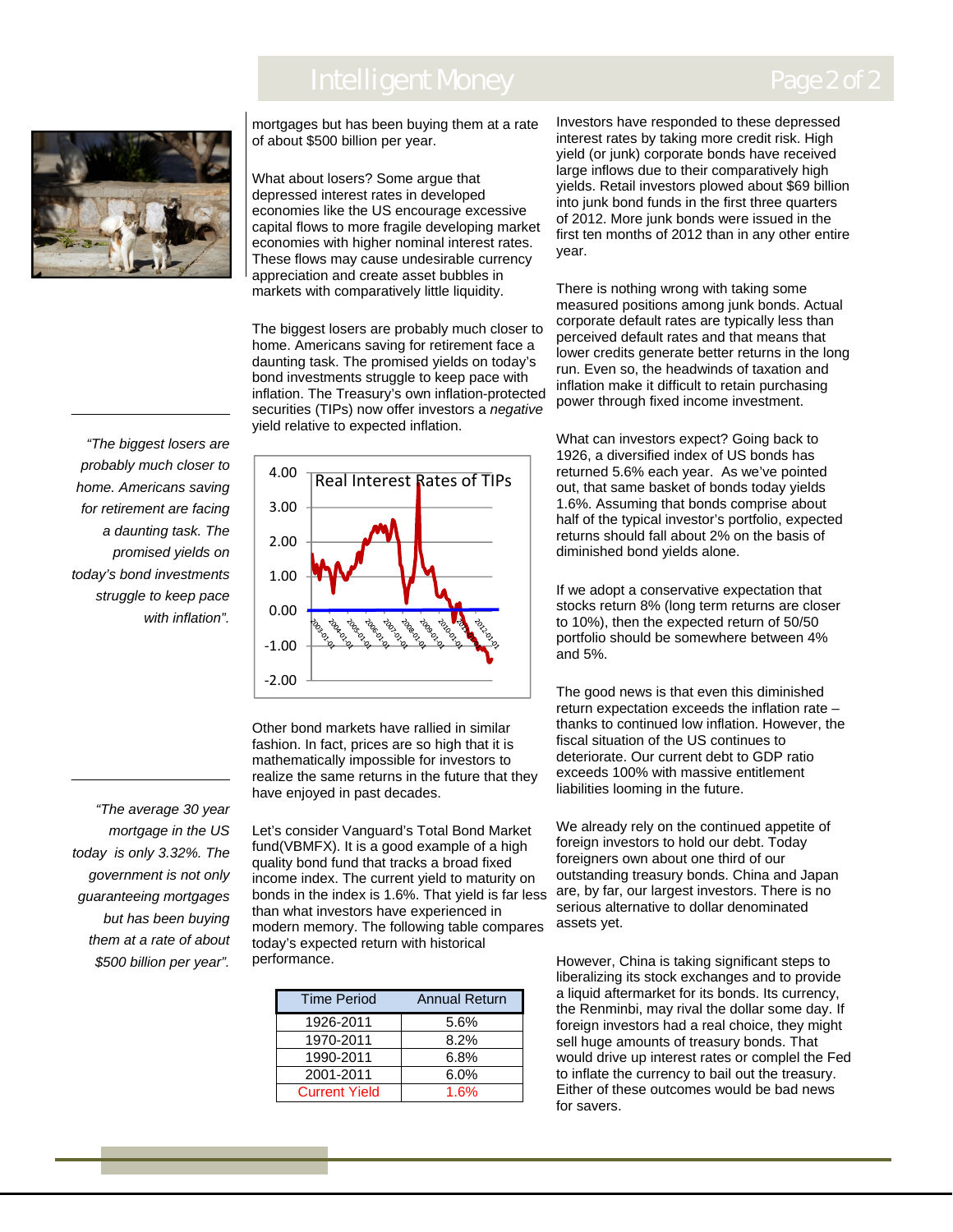mortgages but has been buying them at a rate of about $500 billion per year.

What about losers? Some argue that depressed interest rates in developed economies like the US encourage excessive capital flows to more fragile developing market economies with higher nominal interest rates. These flows may cause undesirable currency appreciation and create asset bubbles in markets with comparatively little liquidity.

The biggest losers are probably much closer to home. Americans saving for retirement face a daunting task. The promised yields on today's bond investments struggle to keep pace with inflation. The Treasury's own inflation-protected securities (TIPs) now offer investors a *negative* yield relative to expected inflation.

*"The biggest losers are probably much closer to home. Americans saving for retirement are facing a daunting task. The promised yields on today's bond investments struggle to keep pace with inflation".*

Real Interest Rates of TIPs

4.00
3.00
2.00
1.00
0.00
-1.00
-2.00

2003-01-01
2004-01-01
2005-01-01
2006-01-01
2007-01-01
2008-01-01
2009-01-01
2010-01-01
2011-01-01
2012-01-01

Other bond markets have rallied in similar fashion. In fact, prices are so high that it is mathematically impossible for investors to realize the same returns in the future that they have enjoyed in past decades.

*"The average 30 year mortgage in the US today is only 3.32%. The government is not only guaranteeing mortgages but has been buying them at a rate of about $500 billion per year".*

Let's consider Vanguard's Total Bond Market fund(VBMFX). It is a good example of a high quality bond fund that tracks a broad fixed income index. The current yield to maturity on bonds in the index is 1.6%. That yield is far less than what investors have experienced in modern memory. The following table compares today's expected return with historical performance.

| Time Period | Annual Return |
|---|---|
| 1926-2011 | 5.6% |
| 1970-2011 | 8.2% |
| 1990-2011 | 6.8% |
| 2001-2011 | 6.0% |
| Current Yield | 1.6% |

Investors have responded to these depressed interest rates by taking more credit risk. High yield (or junk) corporate bonds have received large inflows due to their comparatively high yields. Retail investors plowed about $69 billion into junk bond funds in the first three quarters of 2012. More junk bonds were issued in the first ten months of 2012 than in any other entire year.

There is nothing wrong with taking some measured positions among junk bonds. Actual corporate default rates are typically less than perceived default rates and that means that lower credits generate better returns in the long run. Even so, the headwinds of taxation and inflation make it difficult to retain purchasing power through fixed income investment.

What can investors expect? Going back to 1926, a diversified index of US bonds has returned 5.6% each year. As we've pointed out, that same basket of bonds today yields 1.6%. Assuming that bonds comprise about half of the typical investor's portfolio, expected returns should fall about 2% on the basis of diminished bond yields alone.

If we adopt a conservative expectation that stocks return 8% (long term returns are closer to 10%), then the expected return of 50/50 portfolio should be somewhere between 4% and 5%.

The good news is that even this diminished return expectation exceeds the inflation rate – thanks to continued low inflation. However, the fiscal situation of the US continues to deteriorate. Our current debt to GDP ratio exceeds 100% with massive entitlement liabilities looming in the future.

We already rely on the continued appetite of foreign investors to hold our debt. Today foreigners own about one third of our outstanding treasury bonds. China and Japan are, by far, our largest investors. There is no serious alternative to dollar denominated assets yet.

However, China is taking significant steps to liberalizing its stock exchanges and to provide a liquid aftermarket for its bonds. Its currency, the Renminbi, may rival the dollar some day. If foreign investors had a real choice, they might sell huge amounts of treasury bonds. That would drive up interest rates or compel the Fed to inflate the currency to bail out the treasury. Either of these outcomes would be bad news for savers.